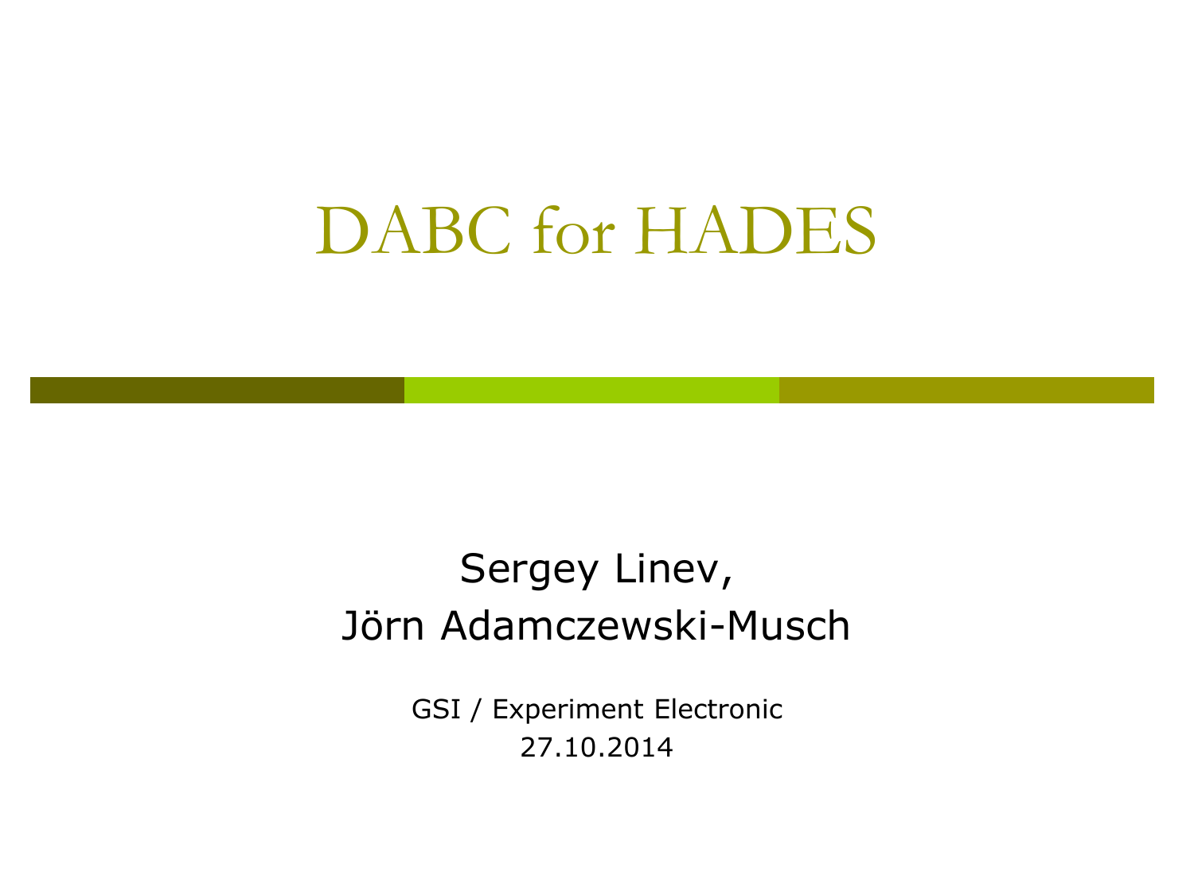# DABC for HADES

Sergey Linev,
Jörn Adamczewski-Musch

GSI / Experiment Electronic
27.10.2014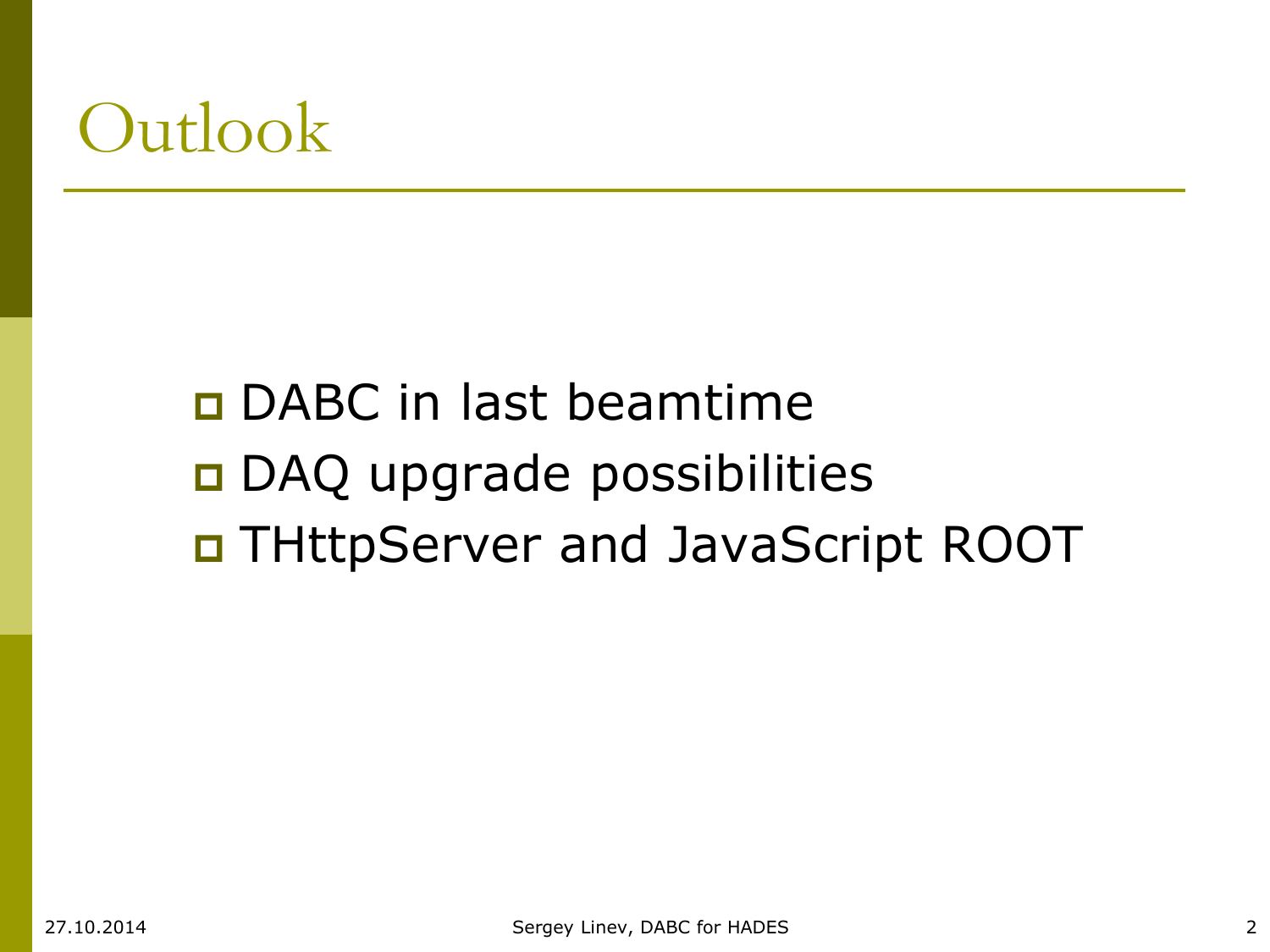# Outlook

- DABC in last beamtime
- DAQ upgrade possibilities
- THttpServer and JavaScript ROOT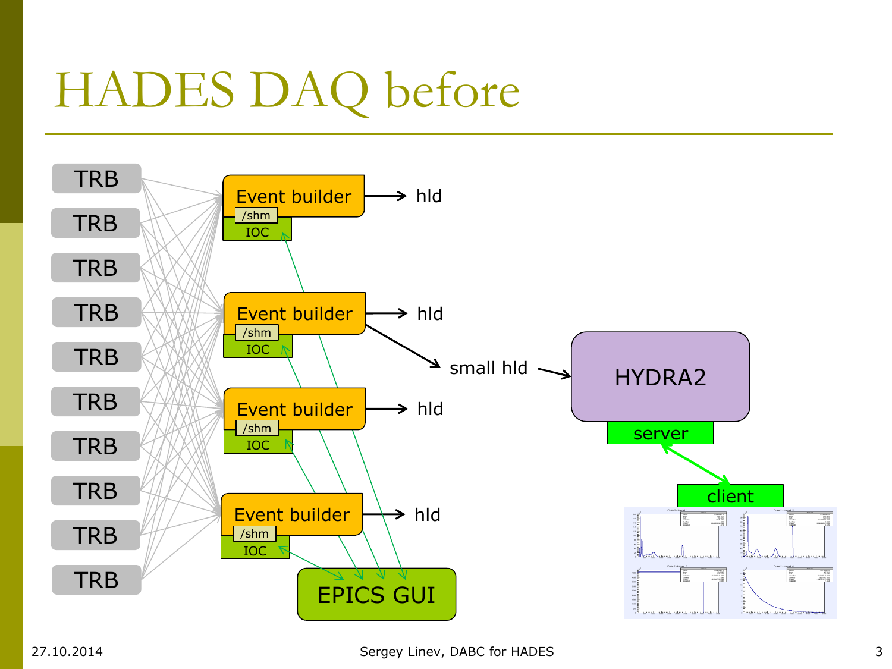# HADES DAQ before

TRB

TRB

TRB

TRB

TRB

TRB

TRB

TRB

TRB

TRB

Event builder /shm IOC → hld

Event builder /shm IOC → hld

Event builder /shm IOC → hld

Event builder /shm IOC → hld

small hld → HYDRA2

server

client

EPICS GUI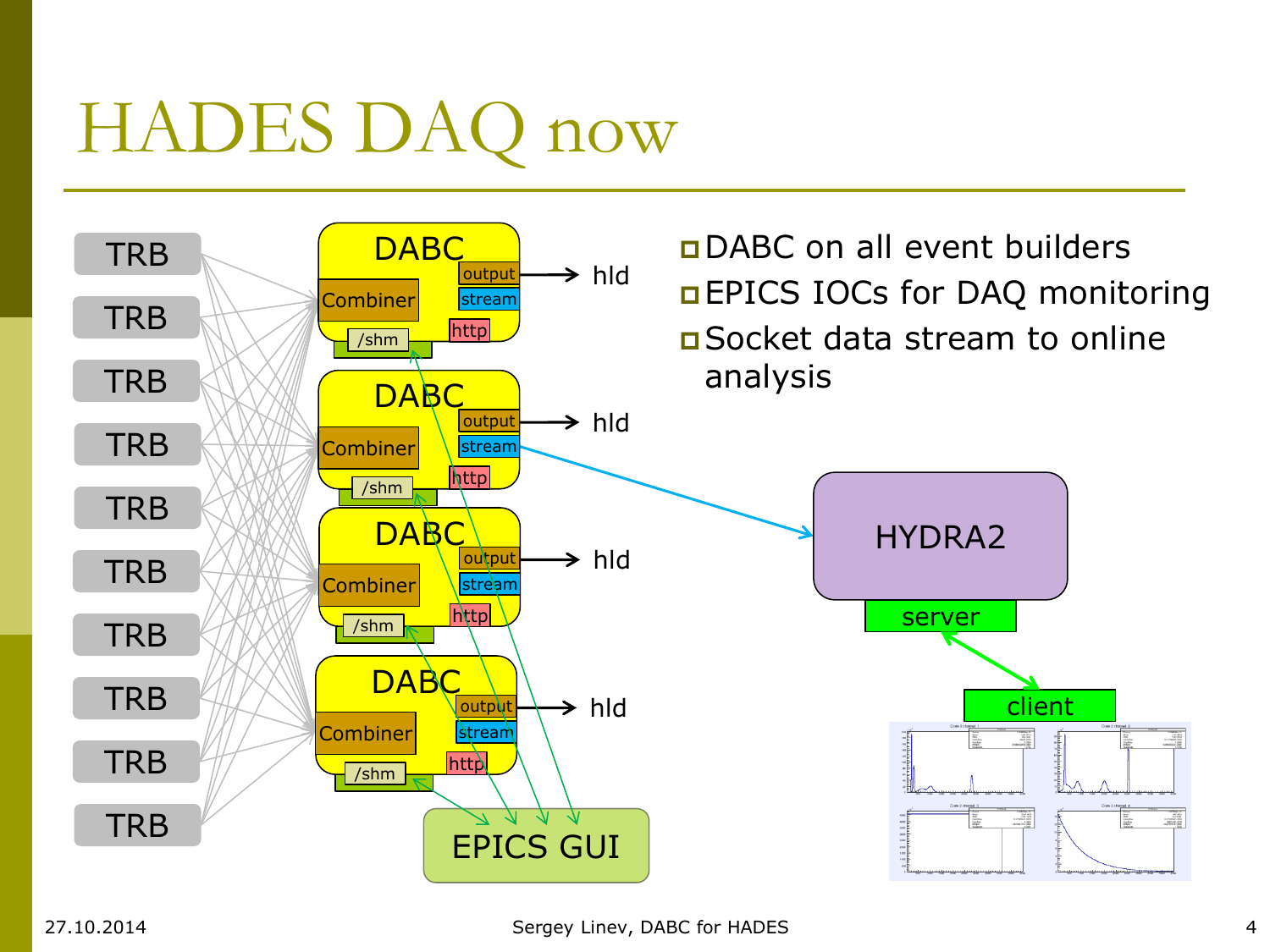# HADES DAQ now

- DABC on all event builders
- EPICS IOCs for DAQ monitoring
- Socket data stream to online analysis

TRB
TRB
TRB
TRB
TRB
TRB
TRB
TRB
TRB
TRB

DABC
Combiner
output
stream
http
/shm
hld

DABC
Combiner
output
stream
http
/shm
hld

DABC
Combiner
output
stream
http
/shm
hld

DABC
Combiner
output
stream
http
/shm
hld

EPICS GUI

HYDRA2
server
client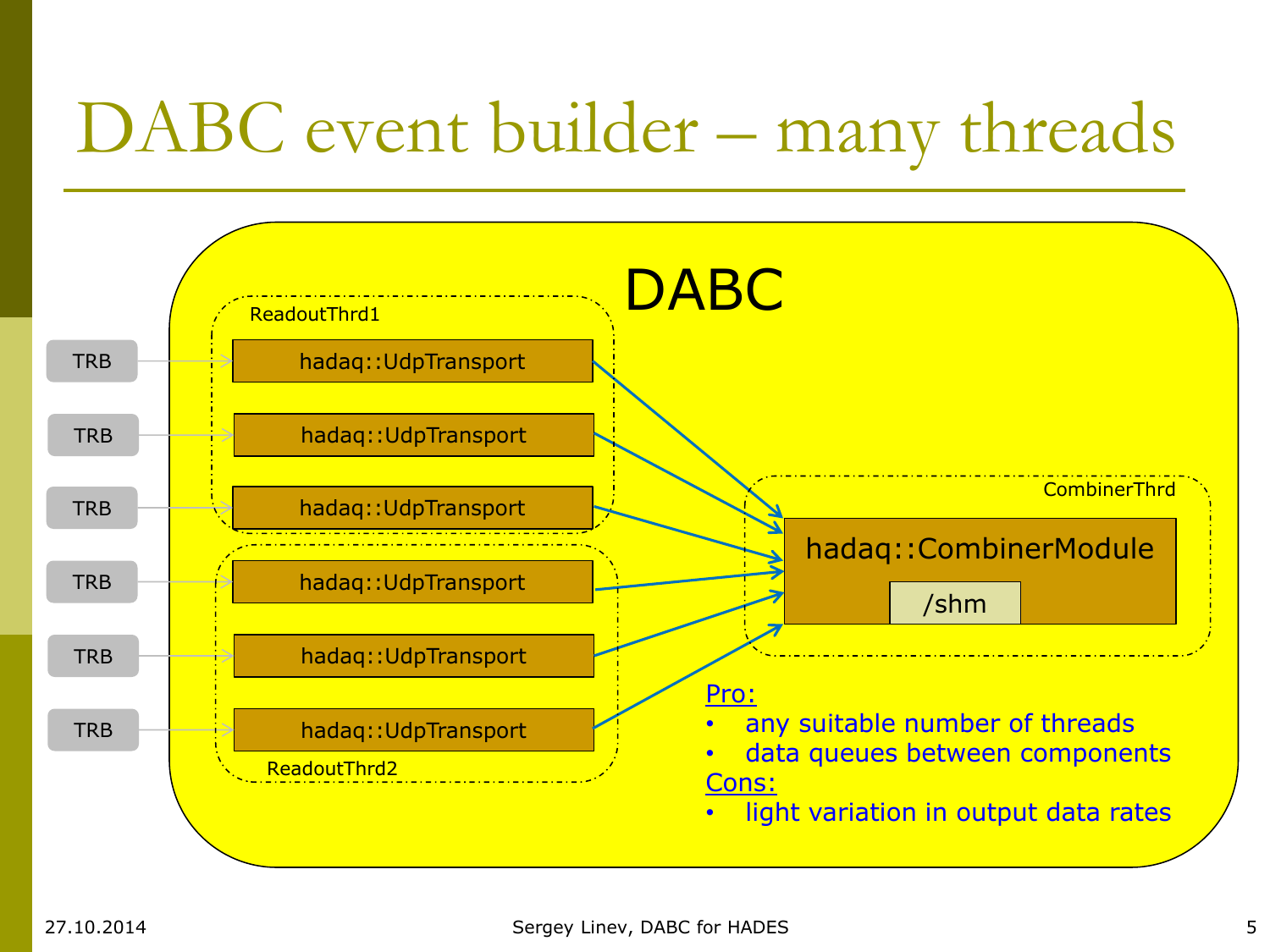# DABC event builder – many threads

DABC

ReadoutThrd1

TRB → hadaq::UdpTransport

TRB → hadaq::UdpTransport

TRB → hadaq::UdpTransport

ReadoutThrd2

TRB → hadaq::UdpTransport

TRB → hadaq::UdpTransport

TRB → hadaq::UdpTransport

CombinerThrd

hadaq::CombinerModule

/shm

Pro:

- any suitable number of threads
- data queues between components

Cons:

- light variation in output data rates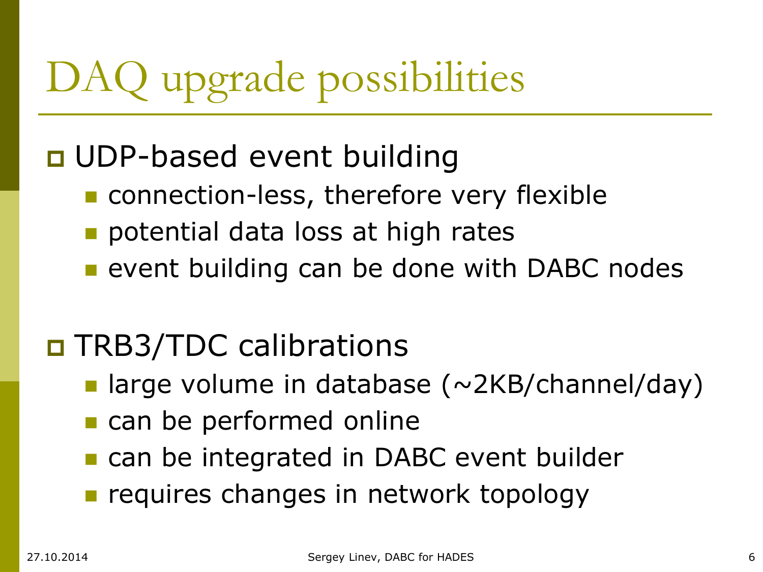# DAQ upgrade possibilities

- UDP-based event building
  - connection-less, therefore very flexible
  - potential data loss at high rates
  - event building can be done with DABC nodes

- TRB3/TDC calibrations
  - large volume in database (~2KB/channel/day)
  - can be performed online
  - can be integrated in DABC event builder
  - requires changes in network topology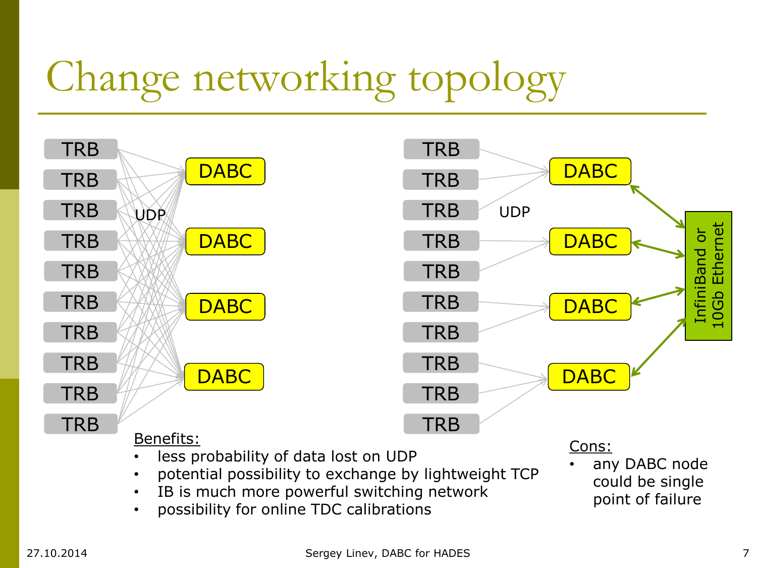# Change networking topology

TRB TRB TRB TRB TRB TRB TRB TRB TRB TRB — UDP — DABC DABC DABC DABC

TRB TRB TRB TRB TRB TRB TRB TRB TRB TRB — UDP — DABC DABC DABC DABC — InfiniBand or 10Gb Ethernet

Benefits:

- less probability of data lost on UDP
- potential possibility to exchange by lightweight TCP
- IB is much more powerful switching network
- possibility for online TDC calibrations

Cons:

- any DABC node could be single point of failure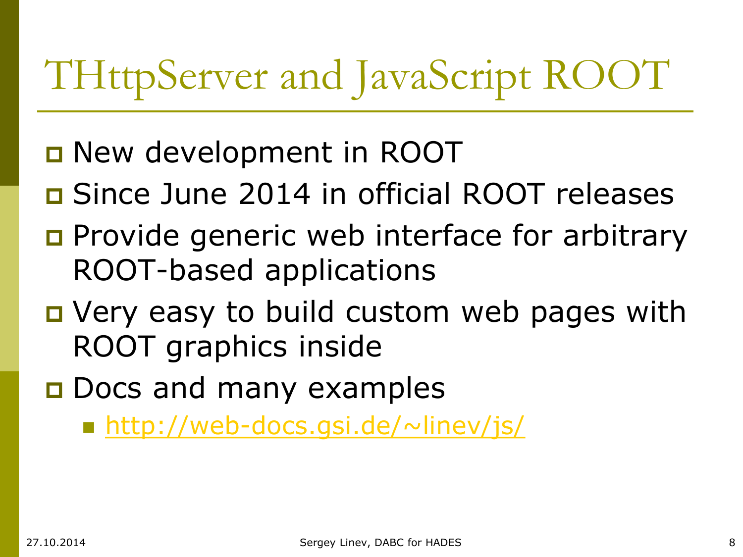# THttpServer and JavaScript ROOT

- New development in ROOT
- Since June 2014 in official ROOT releases
- Provide generic web interface for arbitrary ROOT-based applications
- Very easy to build custom web pages with ROOT graphics inside
- Docs and many examples
  - http://web-docs.gsi.de/~linev/js/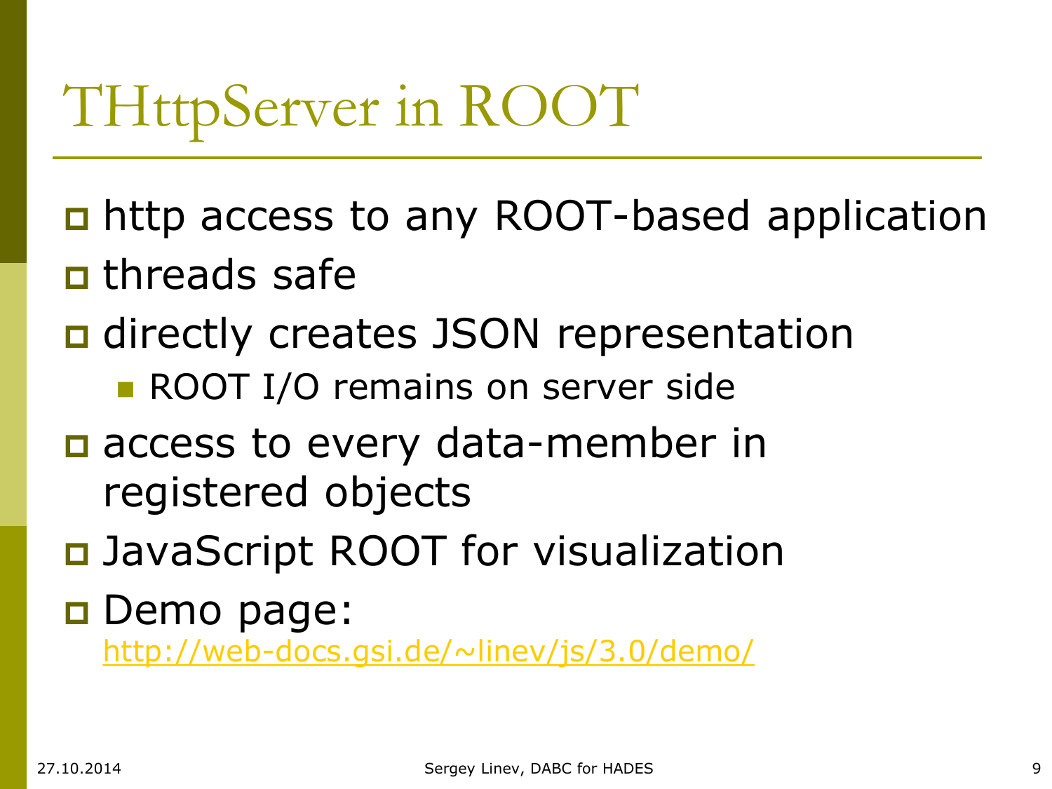# THttpServer in ROOT

- http access to any ROOT-based application
- threads safe
- directly creates JSON representation
  - ROOT I/O remains on server side
- access to every data-member in registered objects
- JavaScript ROOT for visualization
- Demo page:
  http://web-docs.gsi.de/~linev/js/3.0/demo/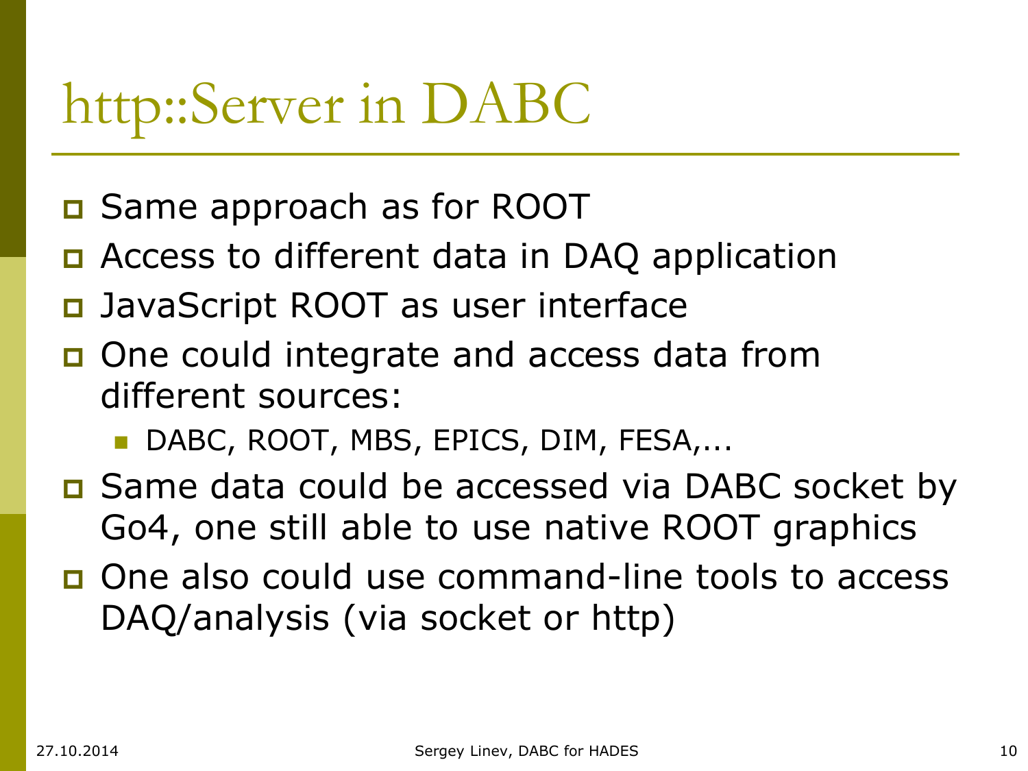# http::Server in DABC

- Same approach as for ROOT
- Access to different data in DAQ application
- JavaScript ROOT as user interface
- One could integrate and access data from different sources:
  - DABC, ROOT, MBS, EPICS, DIM, FESA,...
- Same data could be accessed via DABC socket by Go4, one still able to use native ROOT graphics
- One also could use command-line tools to access DAQ/analysis (via socket or http)